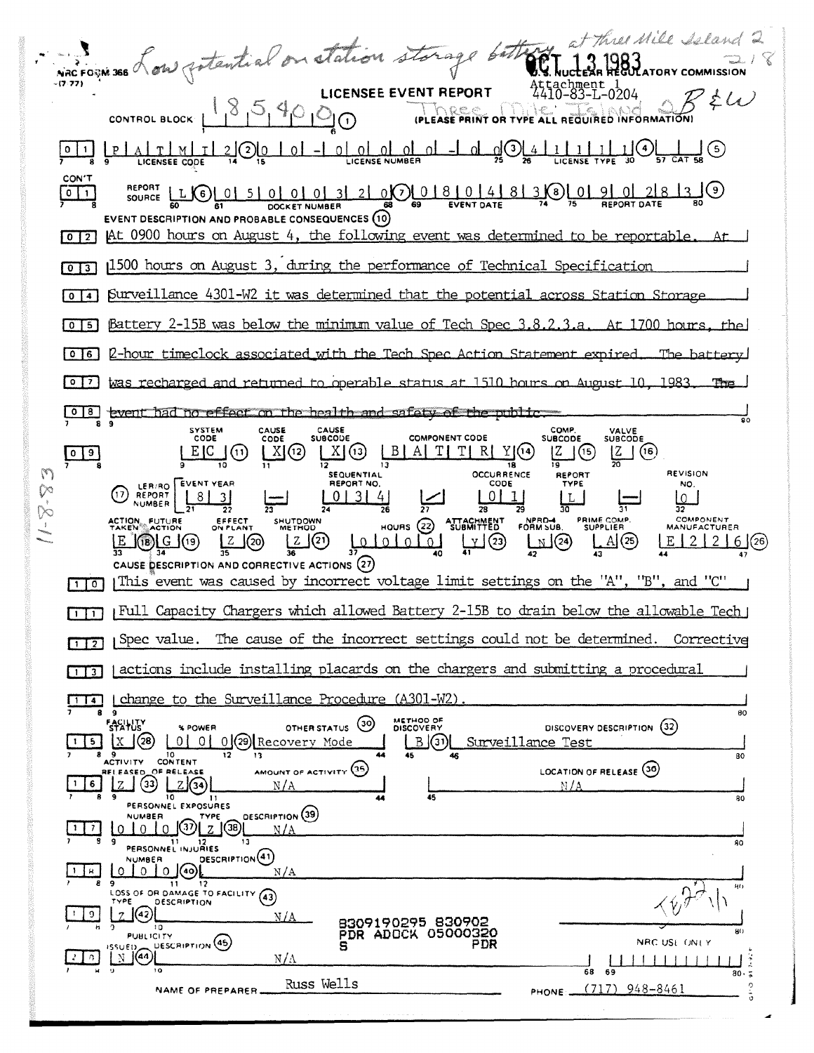Low potential on station storage battery at Three Mile Island 2

NRC FORM 366 (7-77)

OCT 13 1983

U.S. NUCLEAR REGULATORY COMMISSION

Attachment 1
4410-83-L-0204

B&W

# LICENSEE EVENT REPORT

Three Mile Island 2

CONTROL BLOCK: 1 8 5 4 0 0 (1) (PLEASE PRINT OR TYPE ALL REQUIRED INFORMATION)

0 1 | P A T M I 2 (2) | 0 0 - 0 0 0 0 0 - 0 0 (3) | 4 1 1 1 1 (4) | (5)
LICENSEE CODE | LICENSE NUMBER | LICENSE TYPE | CAT

CON'T 0 1 | REPORT SOURCE L (6) | 0 5 0 0 0 3 2 0 (7) | 0 8 0 4 8 3 (8) | 0 9 0 2 8 3 (9)
DOCKET NUMBER | EVENT DATE | REPORT DATE

EVENT DESCRIPTION AND PROBABLE CONSEQUENCES (10)

0 2 At 0900 hours on August 4, the following event was determined to be reportable. At
0 3 1500 hours on August 3, during the performance of Technical Specification
0 4 Surveillance 4301-W2 it was determined that the potential across Station Storage
0 5 Battery 2-15B was below the minimum value of Tech Spec 3.8.2.3.a. At 1700 hours, the
0 6 2-hour timeclock associated with the Tech Spec Action Statement expired. The battery
0 7 was recharged and returned to operable status at 1510 hours on August 10, 1983. The
0 8 event had no effect on the health and safety of the public.

| SYSTEM CODE | CAUSE CODE | CAUSE SUBCODE | COMPONENT CODE | COMP. SUBCODE | VALVE SUBCODE |
|---|---|---|---|---|---|
| E C (11) | X (12) | X (13) | B A T T R Y (14) | Z (15) | Z (16) |

| (17) LER/RO REPORT NUMBER | EVENT YEAR | | SEQUENTIAL REPORT NO. | | OCCURRENCE CODE | REPORT TYPE | | REVISION NO. |
|---|---|---|---|---|---|---|---|---|
| | 8 3 | — | 0 3 4 | / | 0 1 | L | — | 0 |

| ACTION TAKEN | FUTURE ACTION | EFFECT ON PLANT | SHUTDOWN METHOD | HOURS (22) | ATTACHMENT SUBMITTED | NPRD-4 FORM SUB. | PRIME COMP. SUPPLIER | COMPONENT MANUFACTURER |
|---|---|---|---|---|---|---|---|---|
| E (18) | G (19) | Z (20) | Z (21) | 0 0 0 0 0 | Y (23) | N (24) | A (25) | E 2 2 6 (26) |

CAUSE DESCRIPTION AND CORRECTIVE ACTIONS (27)

1 0 This event was caused by incorrect voltage limit settings on the "A", "B", and "C"
1 1 Full Capacity Chargers which allowed Battery 2-15B to drain below the allowable Tech
1 2 Spec value. The cause of the incorrect settings could not be determined. Corrective
1 3 actions include installing placards on the chargers and submitting a procedural
1 4 change to the Surveillance Procedure (A301-W2).

| FACILITY STATUS | % POWER | OTHER STATUS (30) | METHOD OF DISCOVERY | DISCOVERY DESCRIPTION (32) |
|---|---|---|---|---|
| 1 5 X (28) | 0 0 0 (29) | Recovery Mode | B (31) | Surveillance Test |

| ACTIVITY RELEASED OF RELEASE | CONTENT | AMOUNT OF ACTIVITY (35) | LOCATION OF RELEASE (36) |
|---|---|---|---|
| 1 6 Z (33) | Z (34) | N/A | N/A |

PERSONNEL EXPOSURES

| NUMBER | TYPE | DESCRIPTION (39) |
|---|---|---|
| 1 7 0 0 0 (37) | Z (38) | N/A |

PERSONNEL INJURIES

| NUMBER | DESCRIPTION (41) |
|---|---|
| 1 8 0 0 0 (40) | N/A |

LOSS OF OR DAMAGE TO FACILITY (43)

| TYPE | DESCRIPTION |
|---|---|
| 1 9 Z (42) | N/A |

8309190295 830902
PDR ADOCK 05000320
S PDR

PUBLICITY

| ISSUED | DESCRIPTION (45) |
|---|---|
| 2 0 N (44) | N/A |

NRC USE ONLY

NAME OF PREPARER Russ Wells PHONE (717) 948-8461

11-8-83

IE22/1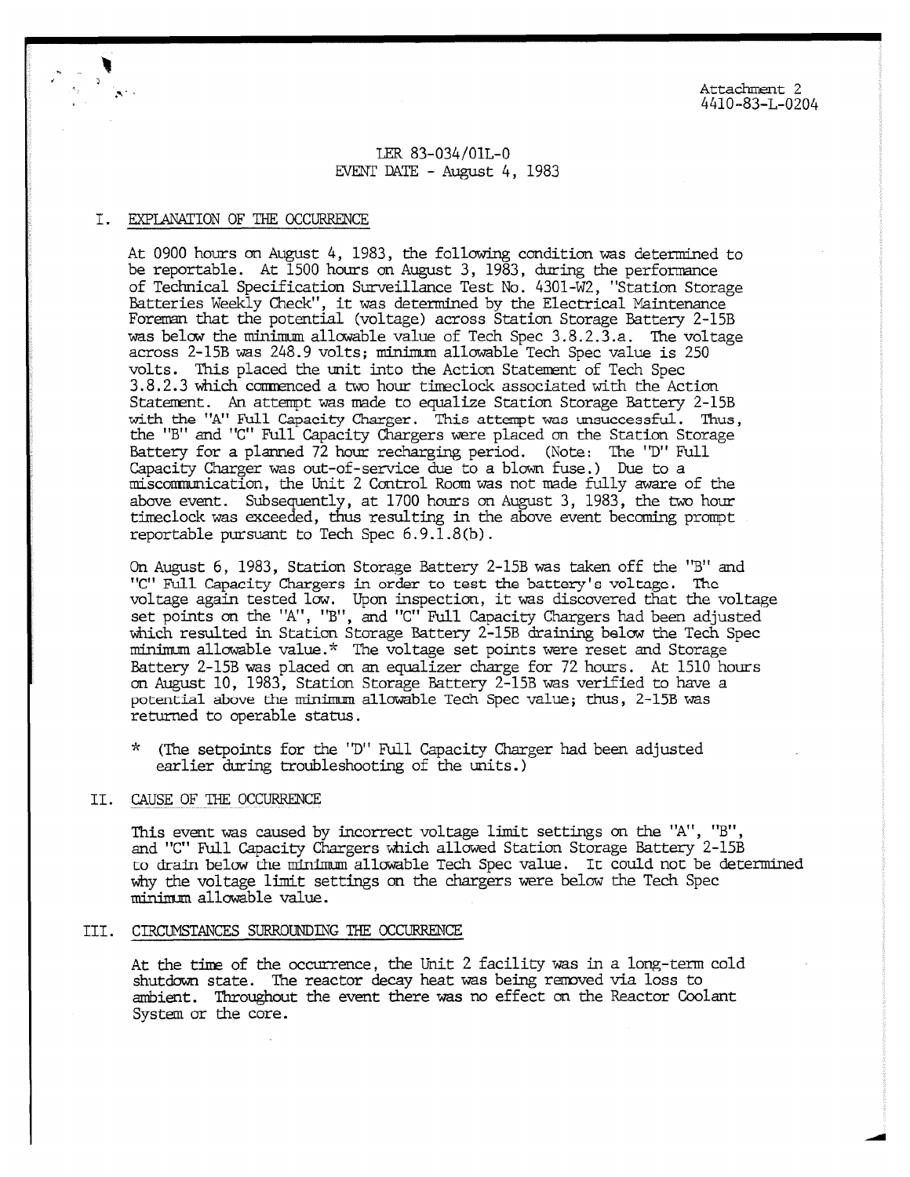Attachment 2
4410-83-L-0204

LER 83-034/01L-0
EVENT DATE - August 4, 1983

## I. EXPLANATION OF THE OCCURRENCE

At 0900 hours on August 4, 1983, the following condition was determined to be reportable. At 1500 hours on August 3, 1983, during the performance of Technical Specification Surveillance Test No. 4301-W2, "Station Storage Batteries Weekly Check", it was determined by the Electrical Maintenance Foreman that the potential (voltage) across Station Storage Battery 2-15B was below the minimum allowable value of Tech Spec 3.8.2.3.a. The voltage across 2-15B was 248.9 volts; minimum allowable Tech Spec value is 250 volts. This placed the unit into the Action Statement of Tech Spec 3.8.2.3 which commenced a two hour timeclock associated with the Action Statement. An attempt was made to equalize Station Storage Battery 2-15B with the "A" Full Capacity Charger. This attempt was unsuccessful. Thus, the "B" and "C" Full Capacity Chargers were placed on the Station Storage Battery for a planned 72 hour recharging period. (Note: The "D" Full Capacity Charger was out-of-service due to a blown fuse.) Due to a miscommunication, the Unit 2 Control Room was not made fully aware of the above event. Subsequently, at 1700 hours on August 3, 1983, the two hour timeclock was exceeded, thus resulting in the above event becoming prompt reportable pursuant to Tech Spec 6.9.1.8(b).

On August 6, 1983, Station Storage Battery 2-15B was taken off the "B" and "C" Full Capacity Chargers in order to test the battery's voltage. The voltage again tested low. Upon inspection, it was discovered that the voltage set points on the "A", "B", and "C" Full Capacity Chargers had been adjusted which resulted in Station Storage Battery 2-15B draining below the Tech Spec minimum allowable value.* The voltage set points were reset and Storage Battery 2-15B was placed on an equalizer charge for 72 hours. At 1510 hours on August 10, 1983, Station Storage Battery 2-15B was verified to have a potential above the minimum allowable Tech Spec value; thus, 2-15B was returned to operable status.

\* (The setpoints for the "D" Full Capacity Charger had been adjusted earlier during troubleshooting of the units.)

## II. CAUSE OF THE OCCURRENCE

This event was caused by incorrect voltage limit settings on the "A", "B", and "C" Full Capacity Chargers which allowed Station Storage Battery 2-15B to drain below the minimum allowable Tech Spec value. It could not be determined why the voltage limit settings on the chargers were below the Tech Spec minimum allowable value.

## III. CIRCUMSTANCES SURROUNDING THE OCCURRENCE

At the time of the occurrence, the Unit 2 facility was in a long-term cold shutdown state. The reactor decay heat was being removed via loss to ambient. Throughout the event there was no effect on the Reactor Coolant System or the core.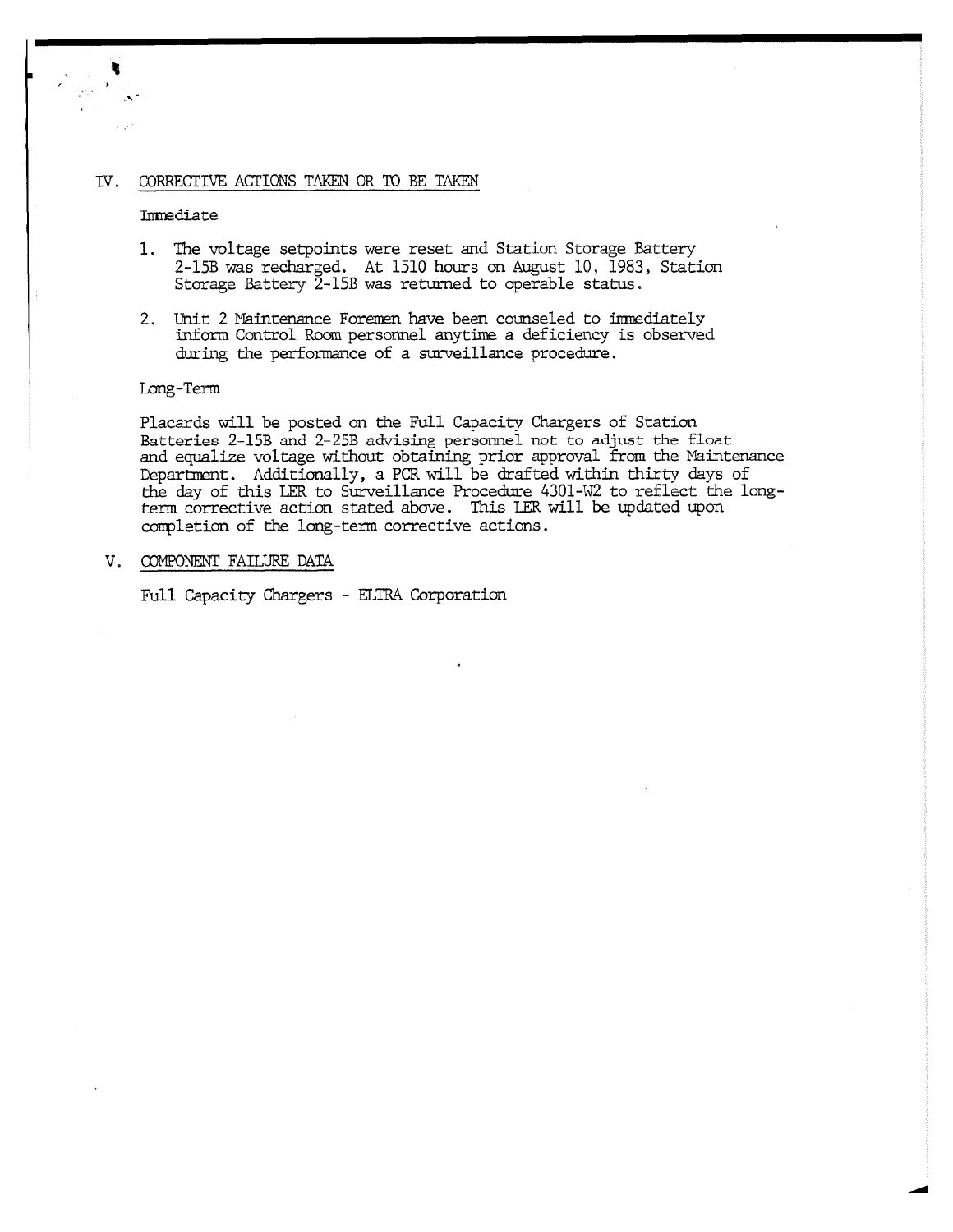## IV. CORRECTIVE ACTIONS TAKEN OR TO BE TAKEN

### Immediate

1. The voltage setpoints were reset and Station Storage Battery 2-15B was recharged. At 1510 hours on August 10, 1983, Station Storage Battery 2-15B was returned to operable status.
2. Unit 2 Maintenance Foremen have been counseled to immediately inform Control Room personnel anytime a deficiency is observed during the performance of a surveillance procedure.

### Long-Term

Placards will be posted on the Full Capacity Chargers of Station Batteries 2-15B and 2-25B advising personnel not to adjust the float and equalize voltage without obtaining prior approval from the Maintenance Department. Additionally, a PCR will be drafted within thirty days of the day of this LER to Surveillance Procedure 4301-W2 to reflect the long-term corrective action stated above. This LER will be updated upon completion of the long-term corrective actions.

## V. COMPONENT FAILURE DATA

Full Capacity Chargers - ELTRA Corporation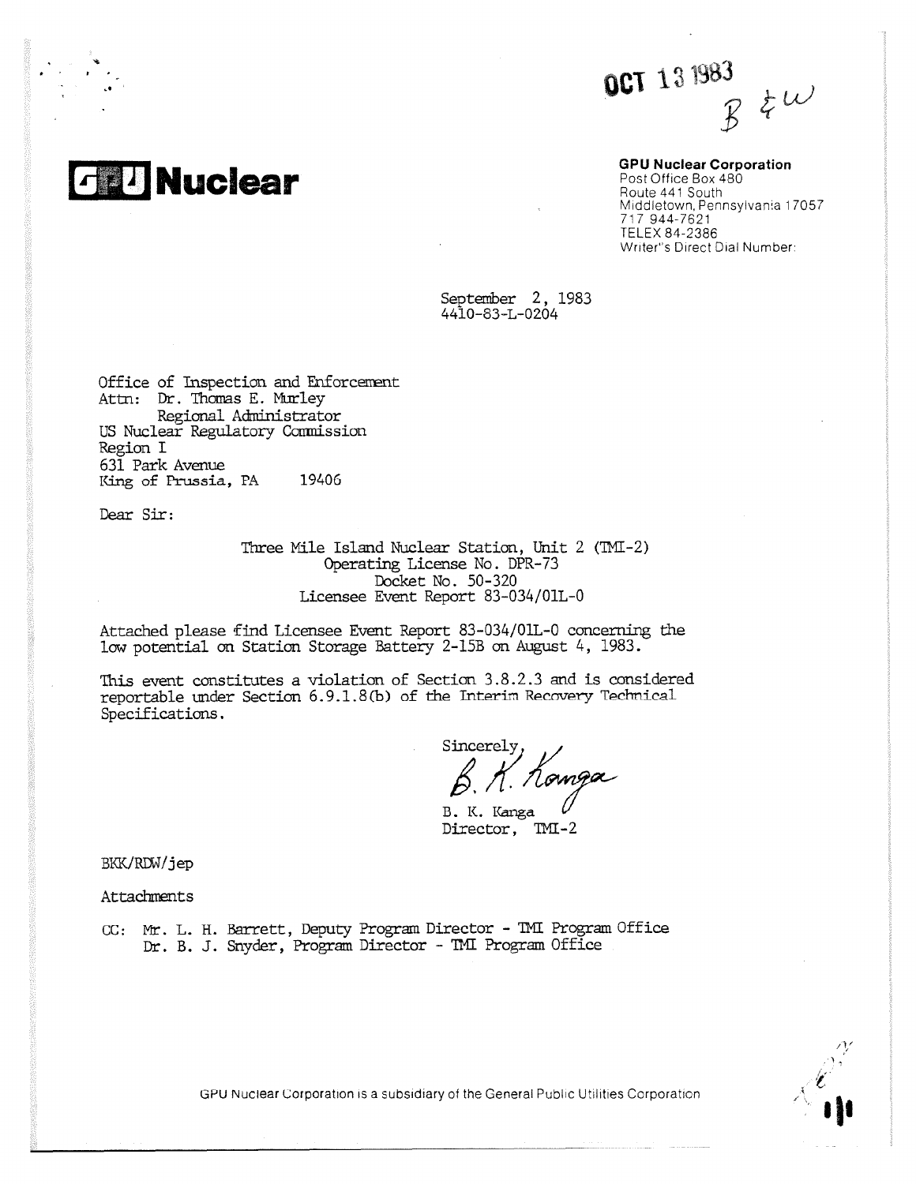OCT 13 1983

B & W

# GPU Nuclear

**GPU Nuclear Corporation**
Post Office Box 480
Route 441 South
Middletown, Pennsylvania 17057
717 944-7621
TELEX 84-2386
Writer's Direct Dial Number:

September 2, 1983
4410-83-L-0204

Office of Inspection and Enforcement
Attn: Dr. Thomas E. Murley
Regional Administrator
US Nuclear Regulatory Commission
Region I
631 Park Avenue
King of Prussia, PA 19406

Dear Sir:

Three Mile Island Nuclear Station, Unit 2 (TMI-2)
Operating License No. DPR-73
Docket No. 50-320
Licensee Event Report 83-034/01L-0

Attached please find Licensee Event Report 83-034/01L-0 concerning the low potential on Station Storage Battery 2-15B on August 4, 1983.

This event constitutes a violation of Section 3.8.2.3 and is considered reportable under Section 6.9.1.8(b) of the Interim Recovery Technical Specifications.

Sincerely,

B. K. Kanga

B. K. Kanga
Director, TMI-2

BKK/RDW/jep

Attachments

CC: Mr. L. H. Barrett, Deputy Program Director - TMI Program Office
Dr. B. J. Snyder, Program Director - TMI Program Office

GPU Nuclear Corporation is a subsidiary of the General Public Utilities Corporation